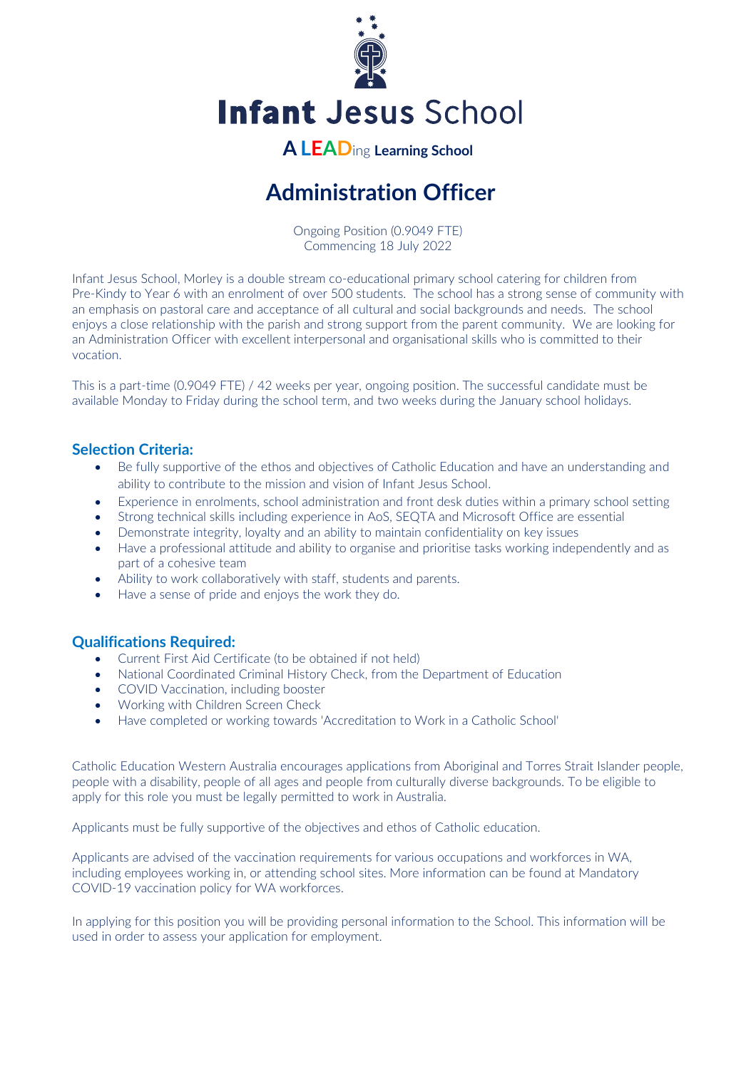# Infant Jesus School

**A LEADing Learning School**

## Administration Officer

Ongoing Position (0.9049 FTE)
Commencing 18 July 2022

Infant Jesus School, Morley is a double stream co-educational primary school catering for children from Pre-Kindy to Year 6 with an enrolment of over 500 students. The school has a strong sense of community with an emphasis on pastoral care and acceptance of all cultural and social backgrounds and needs. The school enjoys a close relationship with the parish and strong support from the parent community. We are looking for an Administration Officer with excellent interpersonal and organisational skills who is committed to their vocation.

This is a part-time (0.9049 FTE) / 42 weeks per year, ongoing position. The successful candidate must be available Monday to Friday during the school term, and two weeks during the January school holidays.

### Selection Criteria:

- Be fully supportive of the ethos and objectives of Catholic Education and have an understanding and ability to contribute to the mission and vision of Infant Jesus School.
- Experience in enrolments, school administration and front desk duties within a primary school setting
- Strong technical skills including experience in AoS, SEQTA and Microsoft Office are essential
- Demonstrate integrity, loyalty and an ability to maintain confidentiality on key issues
- Have a professional attitude and ability to organise and prioritise tasks working independently and as part of a cohesive team
- Ability to work collaboratively with staff, students and parents.
- Have a sense of pride and enjoys the work they do.

### Qualifications Required:

- Current First Aid Certificate (to be obtained if not held)
- National Coordinated Criminal History Check, from the Department of Education
- COVID Vaccination, including booster
- Working with Children Screen Check
- Have completed or working towards 'Accreditation to Work in a Catholic School'

Catholic Education Western Australia encourages applications from Aboriginal and Torres Strait Islander people, people with a disability, people of all ages and people from culturally diverse backgrounds. To be eligible to apply for this role you must be legally permitted to work in Australia.

Applicants must be fully supportive of the objectives and ethos of Catholic education.

Applicants are advised of the vaccination requirements for various occupations and workforces in WA, including employees working in, or attending school sites. More information can be found at Mandatory COVID-19 vaccination policy for WA workforces.

In applying for this position you will be providing personal information to the School. This information will be used in order to assess your application for employment.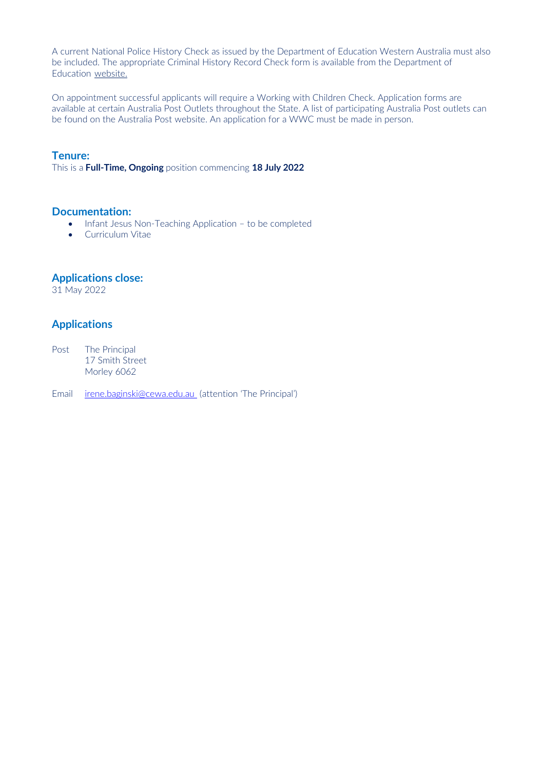A current National Police History Check as issued by the Department of Education Western Australia must also be included. The appropriate Criminal History Record Check form is available from the Department of Education website.

On appointment successful applicants will require a Working with Children Check. Application forms are available at certain Australia Post Outlets throughout the State. A list of participating Australia Post outlets can be found on the Australia Post website. An application for a WWC must be made in person.

## Tenure:

This is a **Full-Time, Ongoing** position commencing **18 July 2022**

## Documentation:

- Infant Jesus Non-Teaching Application – to be completed
- Curriculum Vitae

## Applications close:

31 May 2022

## Applications

Post The Principal
17 Smith Street
Morley 6062

Email irene.baginski@cewa.edu.au (attention 'The Principal')